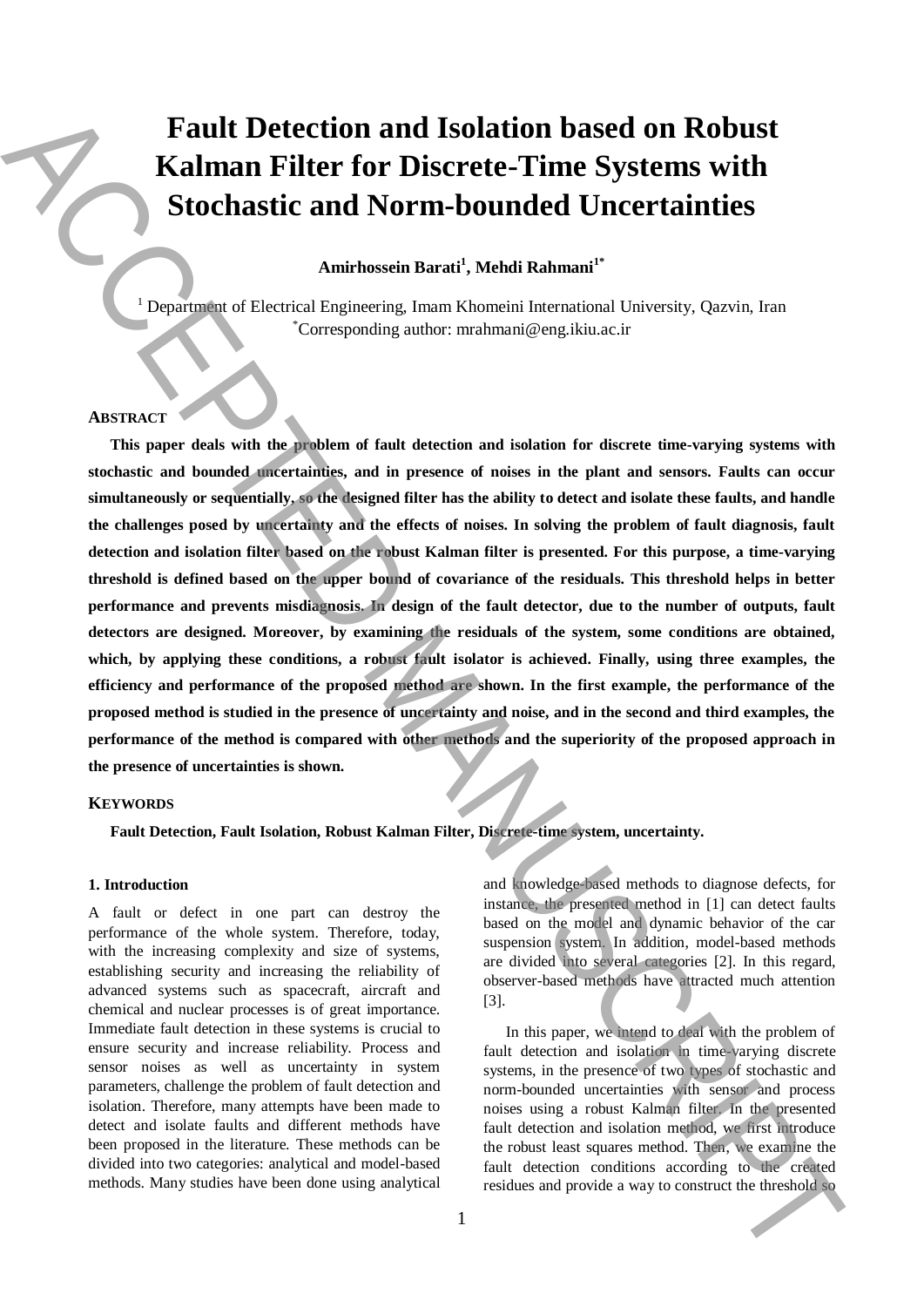# Fault Detection and Isolation based on Robust Kalman Filter for Discrete-Time Systems with Stochastic and Norm-bounded Uncertainties

**Amirhossein Barati[1], Mehdi Rahmani[1*]**

[1] Department of Electrical Engineering, Imam Khomeini International University, Qazvin, Iran
[*]Corresponding author: mrahmani@eng.ikiu.ac.ir

## Abstract

**This paper deals with the problem of fault detection and isolation for discrete time-varying systems with stochastic and bounded uncertainties, and in presence of noises in the plant and sensors. Faults can occur simultaneously or sequentially, so the designed filter has the ability to detect and isolate these faults, and handle the challenges posed by uncertainty and the effects of noises. In solving the problem of fault diagnosis, fault detection and isolation filter based on the robust Kalman filter is presented. For this purpose, a time-varying threshold is defined based on the upper bound of covariance of the residuals. This threshold helps in better performance and prevents misdiagnosis. In design of the fault detector, due to the number of outputs, fault detectors are designed. Moreover, by examining the residuals of the system, some conditions are obtained, which, by applying these conditions, a robust fault isolator is achieved. Finally, using three examples, the efficiency and performance of the proposed method are shown. In the first example, the performance of the proposed method is studied in the presence of uncertainty and noise, and in the second and third examples, the performance of the method is compared with other methods and the superiority of the proposed approach in the presence of uncertainties is shown.**

## Keywords

**Fault Detection, Fault Isolation, Robust Kalman Filter, Discrete-time system, uncertainty.**

### 1. Introduction

A fault or defect in one part can destroy the performance of the whole system. Therefore, today, with the increasing complexity and size of systems, establishing security and increasing the reliability of advanced systems such as spacecraft, aircraft and chemical and nuclear processes is of great importance. Immediate fault detection in these systems is crucial to ensure security and increase reliability. Process and sensor noises as well as uncertainty in system parameters, challenge the problem of fault detection and isolation. Therefore, many attempts have been made to detect and isolate faults and different methods have been proposed in the literature. These methods can be divided into two categories: analytical and model-based methods. Many studies have been done using analytical and knowledge-based methods to diagnose defects, for instance, the presented method in [1] can detect faults based on the model and dynamic behavior of the car suspension system. In addition, model-based methods are divided into several categories [2]. In this regard, observer-based methods have attracted much attention [3].

In this paper, we intend to deal with the problem of fault detection and isolation in time-varying discrete systems, in the presence of two types of stochastic and norm-bounded uncertainties with sensor and process noises using a robust Kalman filter. In the presented fault detection and isolation method, we first introduce the robust least squares method. Then, we examine the fault detection conditions according to the created residues and provide a way to construct the threshold so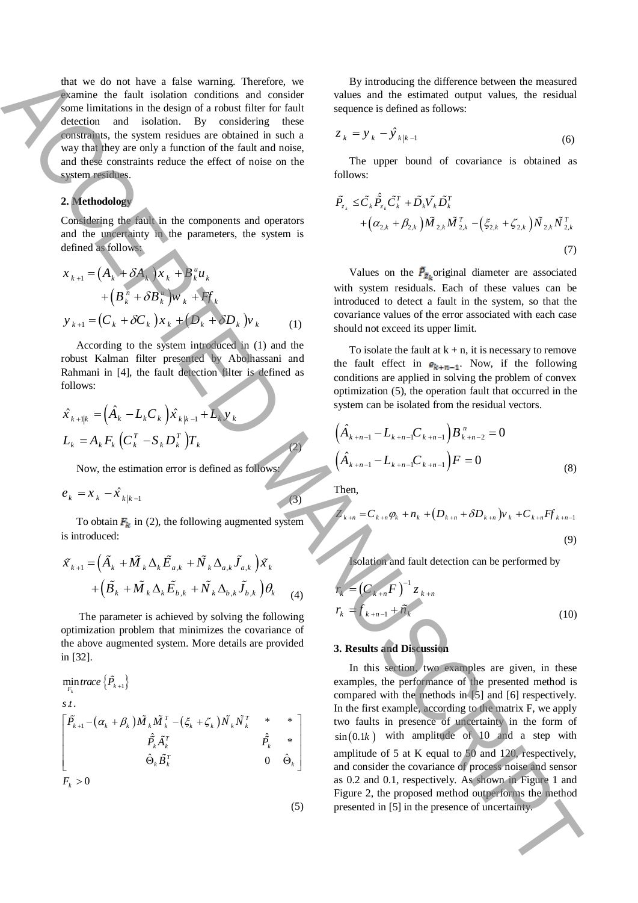that we do not have a false warning. Therefore, we examine the fault isolation conditions and consider some limitations in the design of a robust filter for fault detection and isolation. By considering these constraints, the system residues are obtained in such a way that they are only a function of the fault and noise, and these constraints reduce the effect of noise on the system residues.

## 2. Methodology

Considering the fault in the components and operators and the uncertainty in the parameters, the system is defined as follows:

$$
\begin{aligned}
x_{k+1} &= \left(A_k + \delta A_k\right)x_k + B_k^u u_k \\
&\quad + \left(B_k^n + \delta B_k^u\right)w_k + Ff_k \\
y_{k+1} &= \left(C_k + \delta C_k\right)x_k + \left(D_k + \delta D_k\right)v_k
\end{aligned}
\tag{1}
$$

According to the system introduced in (1) and the robust Kalman filter presented by Abolhassani and Rahmani in [4], the fault detection filter is defined as follows:

$$
\begin{aligned}
\hat{x}_{k+1|k} &= \left(\hat{A}_k - L_k C_k\right)\hat{x}_{k|k-1} + L_k y_k \\
L_k &= A_k F_k \left(C_k^T - S_k D_k^T\right)T_k
\end{aligned}
\tag{2}
$$

Now, the estimation error is defined as follows:

$$
e_k = x_k - \hat{x}_{k|k-1} \tag{3}
$$

To obtain $F_k$ in (2), the following augmented system is introduced:

$$
\begin{aligned}
\tilde{x}_{k+1} &= \left(\tilde{A}_k + \tilde{M}_k \Delta_k \tilde{E}_{a,k} + \tilde{N}_k \Delta_{a,k} \tilde{J}_{a,k}\right)\tilde{x}_k \\
&\quad + \left(\tilde{B}_k + \tilde{M}_k \Delta_k \tilde{E}_{b,k} + \tilde{N}_k \Delta_{b,k} \tilde{J}_{b,k}\right)\theta_k
\end{aligned}
\tag{4}
$$

The parameter is achieved by solving the following optimization problem that minimizes the covariance of the above augmented system. More details are provided in [32].

$$
\begin{aligned}
&\min_{F_k} trace\left\{\tilde{P}_{k+1}\right\} \\
&s.t. \\
&\begin{bmatrix}
\tilde{P}_{k+1} - \left(\alpha_k + \beta_k\right)\tilde{M}_k \tilde{M}_k^T - \left(\xi_k + \zeta_k\right)\tilde{N}_k \tilde{N}_k^T & * & * \\
\hat{\tilde{P}}_k \tilde{A}_k^T & \hat{\tilde{P}}_k & * \\
\hat{\Theta}_k \tilde{B}_k^T & 0 & \hat{\Theta}_k
\end{bmatrix} \\
&F_k > 0
\end{aligned}
\tag{5}
$$

By introducing the difference between the measured values and the estimated output values, the residual sequence is defined as follows:

$$
z_k = y_k - \hat{y}_{k|k-1} \tag{6}
$$

The upper bound of covariance is obtained as follows:

$$
\begin{aligned}
\tilde{P}_{z_k} &\le \tilde{C}_k \hat{\tilde{P}}_{z_k} \tilde{C}_k^T + \tilde{D}_k \tilde{V}_k \tilde{D}_k^T \\
&\quad + \left(\alpha_{2,k} + \beta_{2,k}\right)\tilde{M}_{2,k}\tilde{M}_{2,k}^T - \left(\xi_{2,k} + \zeta_{2,k}\right)\tilde{N}_{2,k}\tilde{N}_{2,k}^T
\end{aligned}
\tag{7}
$$

Values on the $\tilde{P}_{z_k}$ original diameter are associated with system residuals. Each of these values can be introduced to detect a fault in the system, so that the covariance values of the error associated with each case should not exceed its upper limit.

To isolate the fault at k + n, it is necessary to remove the fault effect in $e_{k+n-1}$. Now, if the following conditions are applied in solving the problem of convex optimization (5), the operation fault that occurred in the system can be isolated from the residual vectors.

$$
\begin{aligned}
\left(\hat{A}_{k+n-1} - L_{k+n-1}C_{k+n-1}\right)B_{k+n-2}^n &= 0 \\
\left(\hat{A}_{k+n-1} - L_{k+n-1}C_{k+n-1}\right)F &= 0
\end{aligned}
\tag{8}
$$

Then,

$$
z_{k+n} = C_{k+n}\varphi_k + n_k + \left(D_{k+n} + \delta D_{k+n}\right)v_k + C_{k+n}Ff_{k+n-1} \tag{9}
$$

Isolation and fault detection can be performed by

$$
\begin{aligned}
r_k &= \left(C_{k+n}F\right)^{-1} z_{k+n} \\
r_k &= f_{k+n-1} + \tilde{n}_k
\end{aligned}
\tag{10}
$$

## 3. Results and Discussion

In this section, two examples are given, in these examples, the performance of the presented method is compared with the methods in [5] and [6] respectively. In the first example, according to the matrix F, we apply two faults in presence of uncertainty in the form of $\sin(0.1k)$ with amplitude of 10 and a step with amplitude of 5 at K equal to 50 and 120, respectively, and consider the covariance of process noise and sensor as 0.2 and 0.1, respectively. As shown in Figure 1 and Figure 2, the proposed method outperforms the method presented in [5] in the presence of uncertainty.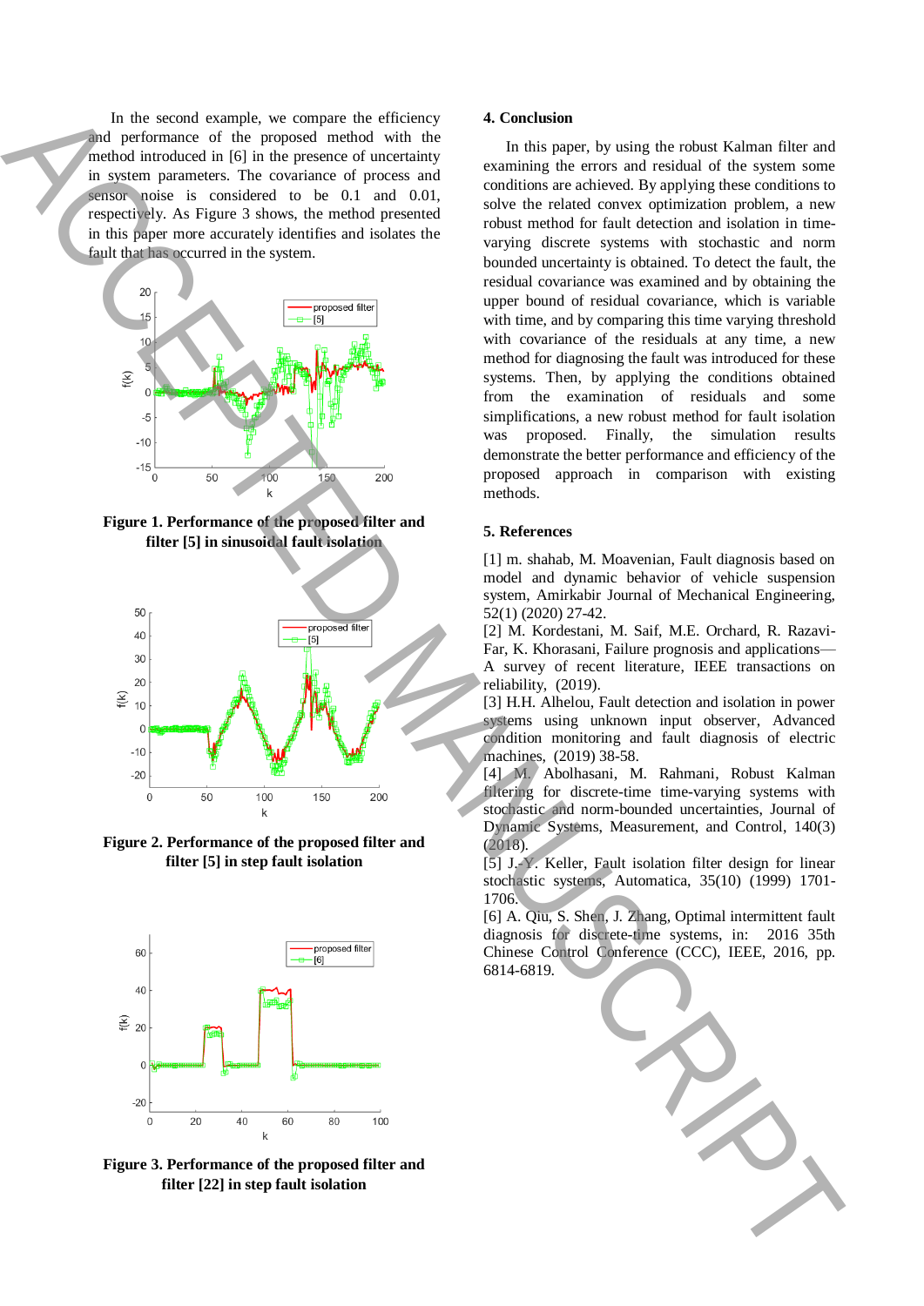In the second example, we compare the efficiency and performance of the proposed method with the method introduced in [6] in the presence of uncertainty in system parameters. The covariance of process and sensor noise is considered to be 0.1 and 0.01, respectively. As Figure 3 shows, the method presented in this paper more accurately identifies and isolates the fault that has occurred in the system.

20
15
10
5
0
-5
-10
-15
f(k)
0
50
100
150
200
k
proposed filter
[5]

**Figure 1. Performance of the proposed filter and filter [5] in sinusoidal fault isolation**

50
40
30
20
10
0
-10
-20
f(k)
0
50
100
150
200
k
proposed filter
[5]

**Figure 2. Performance of the proposed filter and filter [5] in step fault isolation**

60
40
20
0
-20
f(k)
0
20
40
60
80
100
k
proposed filter
[6]

**Figure 3. Performance of the proposed filter and filter [22] in step fault isolation**

## 4. Conclusion

In this paper, by using the robust Kalman filter and examining the errors and residual of the system some conditions are achieved. By applying these conditions to solve the related convex optimization problem, a new robust method for fault detection and isolation in time-varying discrete systems with stochastic and norm bounded uncertainty is obtained. To detect the fault, the residual covariance was examined and by obtaining the upper bound of residual covariance, which is variable with time, and by comparing this time varying threshold with covariance of the residuals at any time, a new method for diagnosing the fault was introduced for these systems. Then, by applying the conditions obtained from the examination of residuals and some simplifications, a new robust method for fault isolation was proposed. Finally, the simulation results demonstrate the better performance and efficiency of the proposed approach in comparison with existing methods.

## 5. References

[1] m. shahab, M. Moavenian, Fault diagnosis based on model and dynamic behavior of vehicle suspension system, Amirkabir Journal of Mechanical Engineering, 52(1) (2020) 27-42.

[2] M. Kordestani, M. Saif, M.E. Orchard, R. Razavi-Far, K. Khorasani, Failure prognosis and applications—A survey of recent literature, IEEE transactions on reliability, (2019).

[3] H.H. Alhelou, Fault detection and isolation in power systems using unknown input observer, Advanced condition monitoring and fault diagnosis of electric machines, (2019) 38-58.

[4] M. Abolhasani, M. Rahmani, Robust Kalman filtering for discrete-time time-varying systems with stochastic and norm-bounded uncertainties, Journal of Dynamic Systems, Measurement, and Control, 140(3) (2018).

[5] J.-Y. Keller, Fault isolation filter design for linear stochastic systems, Automatica, 35(10) (1999) 1701-1706.

[6] A. Qiu, S. Shen, J. Zhang, Optimal intermittent fault diagnosis for discrete-time systems, in: 2016 35th Chinese Control Conference (CCC), IEEE, 2016, pp. 6814-6819.